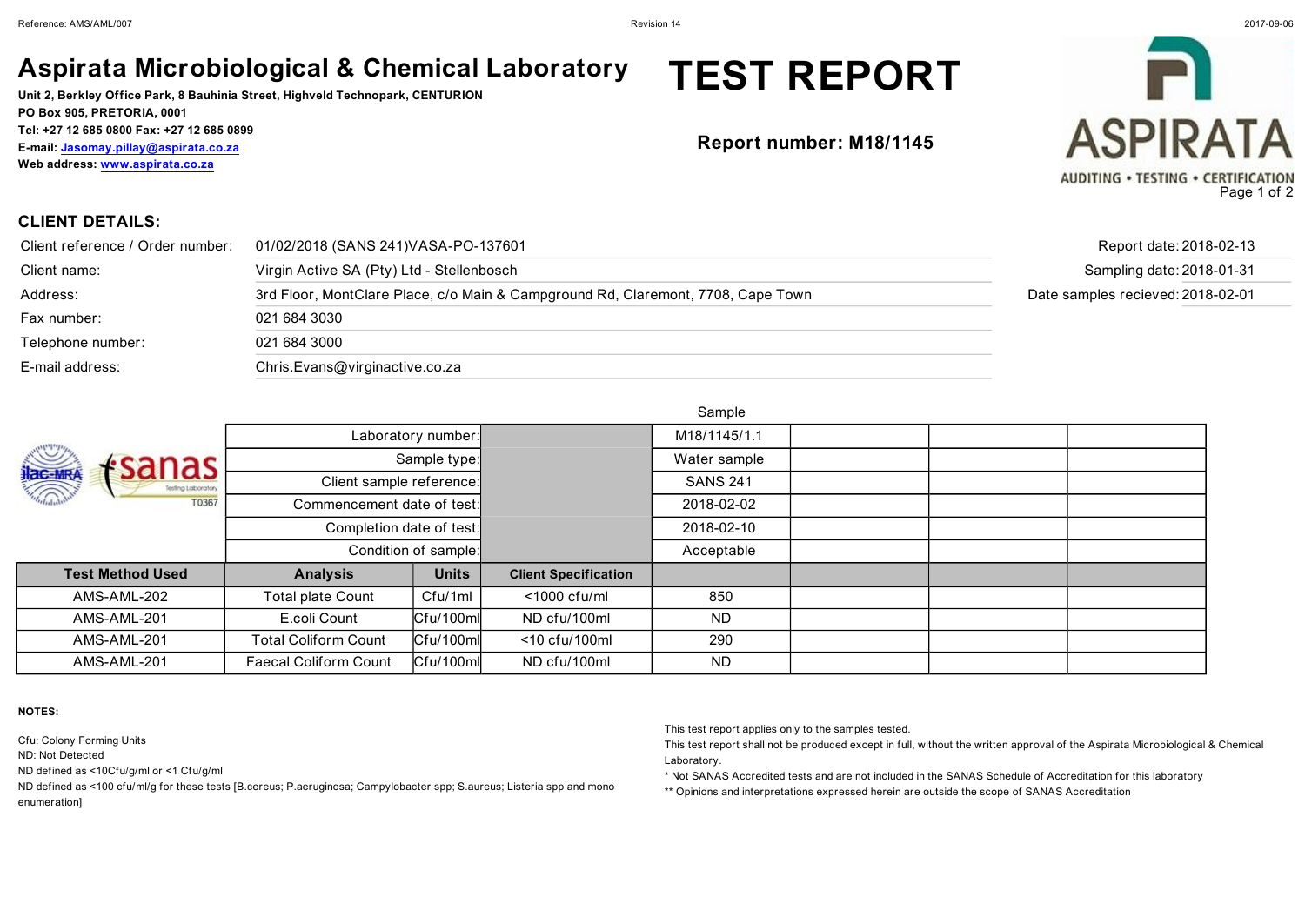# Aspirata Microbiological & Chemical Laboratory

**Unit 2, Berkley Office Park, 8 Bauhinia Street, Highveld Technopark, CENTURION**
**PO Box 905, PRETORIA, 0001**
**Tel: +27 12 685 0800 Fax: +27 12 685 0899**
**E-mail: Jasomay.pillay@aspirata.co.za**
**Web address: www.aspirata.co.za**

# TEST REPORT

**Report number: M18/1145**

ASPIRATA
AUDITING • TESTING • CERTIFICATION

## CLIENT DETAILS:

| | |
|---|---|
| Client reference / Order number: | 01/02/2018 (SANS 241)VASA-PO-137601 |
| Client name: | Virgin Active SA (Pty) Ltd - Stellenbosch |
| Address: | 3rd Floor, MontClare Place, c/o Main & Campground Rd, Claremont, 7708, Cape Town |
| Fax number: | 021 684 3030 |
| Telephone number: | 021 684 3000 |
| E-mail address: | Chris.Evans@virginactive.co.za |

| | |
|---|---|
| Report date: | 2018-02-13 |
| Sampling date: | 2018-01-31 |
| Date samples recieved: | 2018-02-01 |

ilac-MRA sanas Testing Laboratory T0367

| | | | | Sample | | | |
|---|---|---|---|---|---|---|---|
| | Laboratory number: | | | M18/1145/1.1 | | | |
| | Sample type: | | | Water sample | | | |
| | Client sample reference: | | | SANS 241 | | | |
| | Commencement date of test: | | | 2018-02-02 | | | |
| | Completion date of test: | | | 2018-02-10 | | | |
| | Condition of sample: | | | Acceptable | | | |
| **Test Method Used** | **Analysis** | **Units** | **Client Specification** | | | | |
| AMS-AML-202 | Total plate Count | Cfu/1ml | <1000 cfu/ml | 850 | | | |
| AMS-AML-201 | E.coli Count | Cfu/100ml | ND cfu/100ml | ND | | | |
| AMS-AML-201 | Total Coliform Count | Cfu/100ml | <10 cfu/100ml | 290 | | | |
| AMS-AML-201 | Faecal Coliform Count | Cfu/100ml | ND cfu/100ml | ND | | | |

**NOTES:**

Cfu: Colony Forming Units
ND: Not Detected
ND defined as <10Cfu/g/ml or <1 Cfu/g/ml
ND defined as <100 cfu/ml/g for these tests [B.cereus; P.aeruginosa; Campylobacter spp; S.aureus; Listeria spp and mono enumeration]

This test report applies only to the samples tested.
This test report shall not be produced except in full, without the written approval of the Aspirata Microbiological & Chemical Laboratory.
* Not SANAS Accredited tests and are not included in the SANAS Schedule of Accreditation for this laboratory
** Opinions and interpretations expressed herein are outside the scope of SANAS Accreditation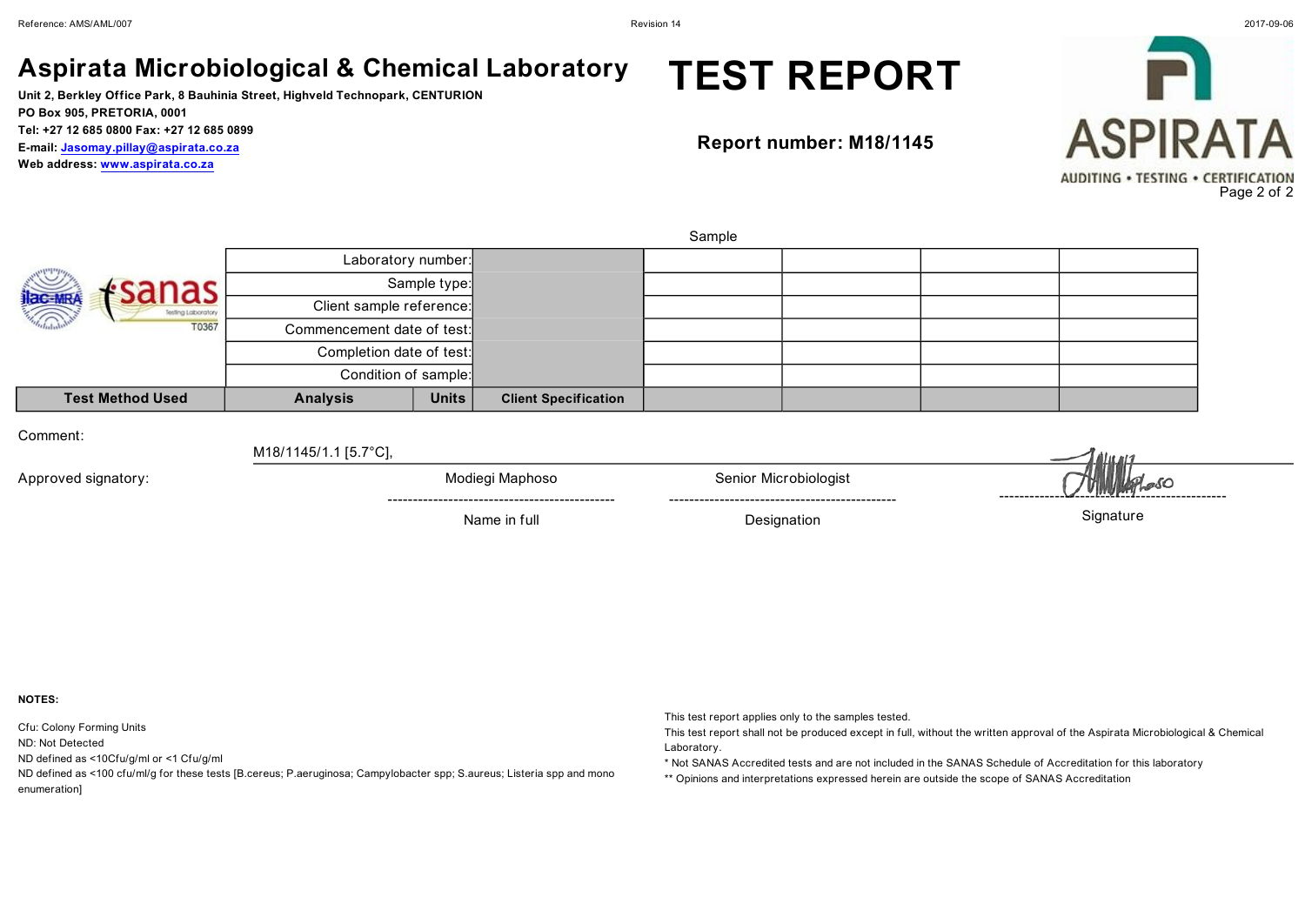# Aspirata Microbiological & Chemical Laboratory

**Unit 2, Berkley Office Park, 8 Bauhinia Street, Highveld Technopark, CENTURION**
**PO Box 905, PRETORIA, 0001**
**Tel: +27 12 685 0800 Fax: +27 12 685 0899**
**E-mail: Jasomay.pillay@aspirata.co.za**
**Web address: www.aspirata.co.za**

# TEST REPORT

**Report number: M18/1145**

ASPIRATA
AUDITING • TESTING • CERTIFICATION

ilac-MRA sanas Testing Laboratory T0367

Sample

| | | | | | | | |
|---|---|---|---|---|---|---|---|
| | Laboratory number: | | | | | | |
| | Sample type: | | | | | | |
| | Client sample reference: | | | | | | |
| | Commencement date of test: | | | | | | |
| | Completion date of test: | | | | | | |
| | Condition of sample: | | | | | | |
| **Test Method Used** | **Analysis** | **Units** | **Client Specification** | | | | |

Comment:

M18/1145/1.1 [5.7°C],

Approved signatory: Modiegi Maphoso — Senior Microbiologist — [Signature]

Name in full | Designation | Signature

**NOTES:**

Cfu: Colony Forming Units
ND: Not Detected
ND defined as <10Cfu/g/ml or <1 Cfu/g/ml
ND defined as <100 cfu/ml/g for these tests [B.cereus; P.aeruginosa; Campylobacter spp; S.aureus; Listeria spp and mono enumeration]

This test report applies only to the samples tested.
This test report shall not be produced except in full, without the written approval of the Aspirata Microbiological & Chemical Laboratory.
* Not SANAS Accredited tests and are not included in the SANAS Schedule of Accreditation for this laboratory
** Opinions and interpretations expressed herein are outside the scope of SANAS Accreditation